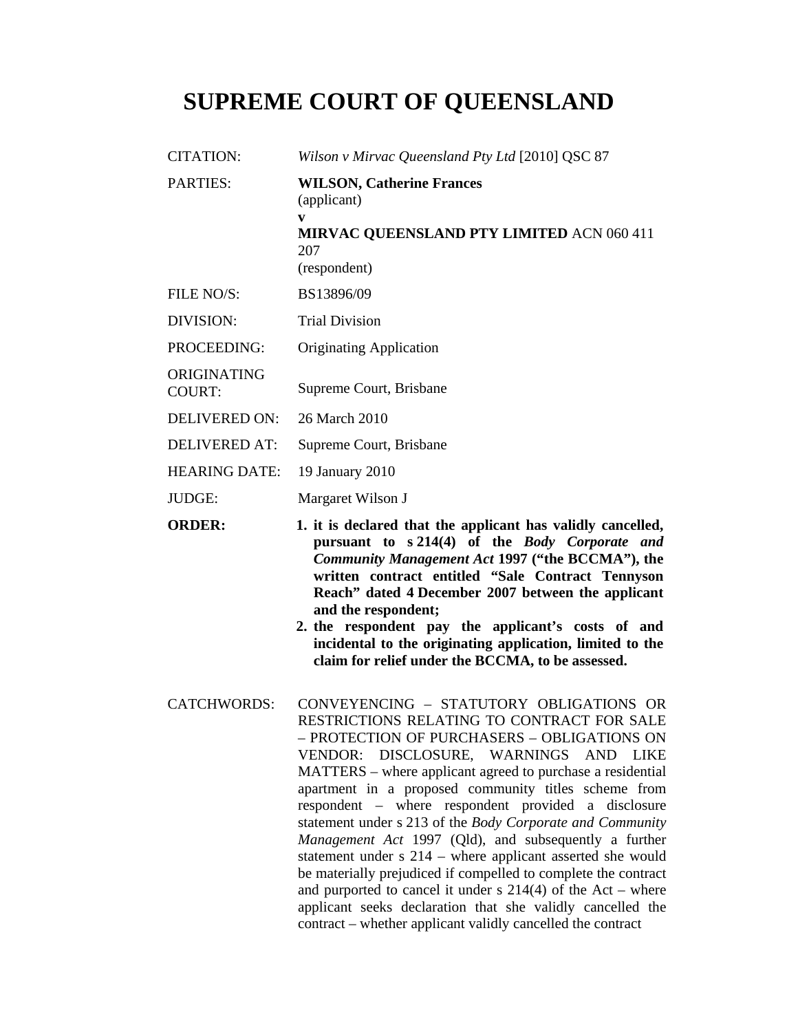# SUPREME COURT OF QUEENSLAND

| | |
|---|---|
| CITATION: | *Wilson v Mirvac Queensland Pty Ltd* [2010] QSC 87 |
| PARTIES: | **WILSON, Catherine Frances**<br>(applicant)<br>**v**<br>**MIRVAC QUEENSLAND PTY LIMITED** ACN 060 411 207<br>(respondent) |
| FILE NO/S: | BS13896/09 |
| DIVISION: | Trial Division |
| PROCEEDING: | Originating Application |
| ORIGINATING COURT: | Supreme Court, Brisbane |
| DELIVERED ON: | 26 March 2010 |
| DELIVERED AT: | Supreme Court, Brisbane |
| HEARING DATE: | 19 January 2010 |
| JUDGE: | Margaret Wilson J |
| **ORDER:** | **1. it is declared that the applicant has validly cancelled, pursuant to s 214(4) of the *Body Corporate and Community Management Act* 1997 ("the BCCMA"), the written contract entitled "Sale Contract Tennyson Reach" dated 4 December 2007 between the applicant and the respondent;**<br>**2. the respondent pay the applicant's costs of and incidental to the originating application, limited to the claim for relief under the BCCMA, to be assessed.** |
| CATCHWORDS: | CONVEYENCING – STATUTORY OBLIGATIONS OR RESTRICTIONS RELATING TO CONTRACT FOR SALE – PROTECTION OF PURCHASERS – OBLIGATIONS ON VENDOR: DISCLOSURE, WARNINGS AND LIKE MATTERS – where applicant agreed to purchase a residential apartment in a proposed community titles scheme from respondent – where respondent provided a disclosure statement under s 213 of the *Body Corporate and Community Management Act* 1997 (Qld), and subsequently a further statement under s 214 – where applicant asserted she would be materially prejudiced if compelled to complete the contract and purported to cancel it under s 214(4) of the Act – where applicant seeks declaration that she validly cancelled the contract – whether applicant validly cancelled the contract |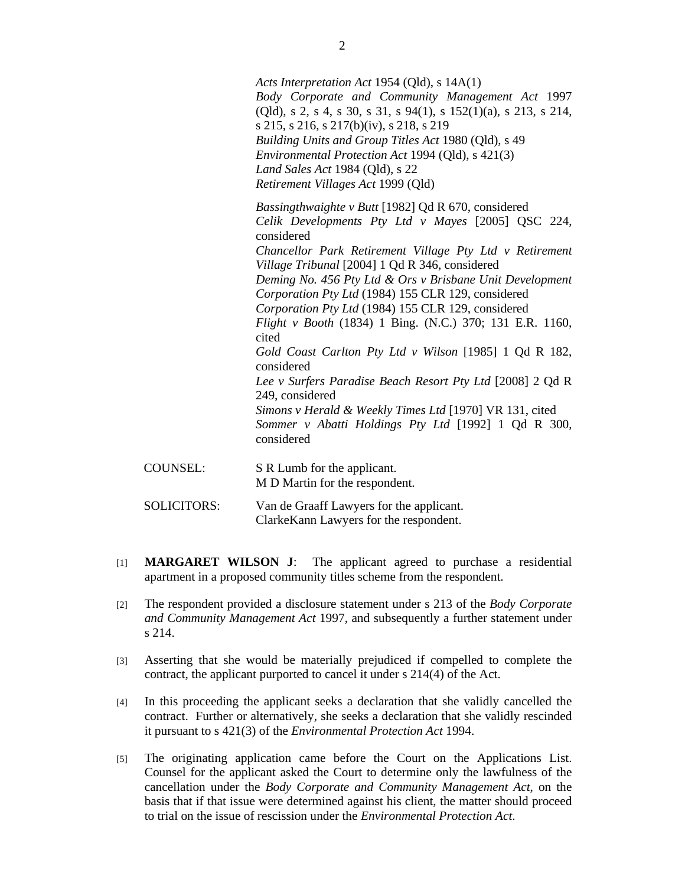*Acts Interpretation Act* 1954 (Qld), s 14A(1)
*Body Corporate and Community Management Act* 1997 (Qld), s 2, s 4, s 30, s 31, s 94(1), s 152(1)(a), s 213, s 214, s 215, s 216, s 217(b)(iv), s 218, s 219
*Building Units and Group Titles Act* 1980 (Qld), s 49
*Environmental Protection Act* 1994 (Qld), s 421(3)
*Land Sales Act* 1984 (Qld), s 22
*Retirement Villages Act* 1999 (Qld)

*Bassingthwaighte v Butt* [1982] Qd R 670, considered
*Celik Developments Pty Ltd v Mayes* [2005] QSC 224, considered
*Chancellor Park Retirement Village Pty Ltd v Retirement Village Tribunal* [2004] 1 Qd R 346, considered
*Deming No. 456 Pty Ltd & Ors v Brisbane Unit Development Corporation Pty Ltd* (1984) 155 CLR 129, considered
*Corporation Pty Ltd* (1984) 155 CLR 129, considered
*Flight v Booth* (1834) 1 Bing. (N.C.) 370; 131 E.R. 1160, cited
*Gold Coast Carlton Pty Ltd v Wilson* [1985] 1 Qd R 182, considered
*Lee v Surfers Paradise Beach Resort Pty Ltd* [2008] 2 Qd R 249, considered
*Simons v Herald & Weekly Times Ltd* [1970] VR 131, cited
*Sommer v Abatti Holdings Pty Ltd* [1992] 1 Qd R 300, considered

COUNSEL: S R Lumb for the applicant.
M D Martin for the respondent.

SOLICITORS: Van de Graaff Lawyers for the applicant.
ClarkeKann Lawyers for the respondent.

[1] **MARGARET WILSON J**: The applicant agreed to purchase a residential apartment in a proposed community titles scheme from the respondent.

[2] The respondent provided a disclosure statement under s 213 of the *Body Corporate and Community Management Act* 1997, and subsequently a further statement under s 214.

[3] Asserting that she would be materially prejudiced if compelled to complete the contract, the applicant purported to cancel it under s 214(4) of the Act.

[4] In this proceeding the applicant seeks a declaration that she validly cancelled the contract. Further or alternatively, she seeks a declaration that she validly rescinded it pursuant to s 421(3) of the *Environmental Protection Act* 1994.

[5] The originating application came before the Court on the Applications List. Counsel for the applicant asked the Court to determine only the lawfulness of the cancellation under the *Body Corporate and Community Management Act*, on the basis that if that issue were determined against his client, the matter should proceed to trial on the issue of rescission under the *Environmental Protection Act*.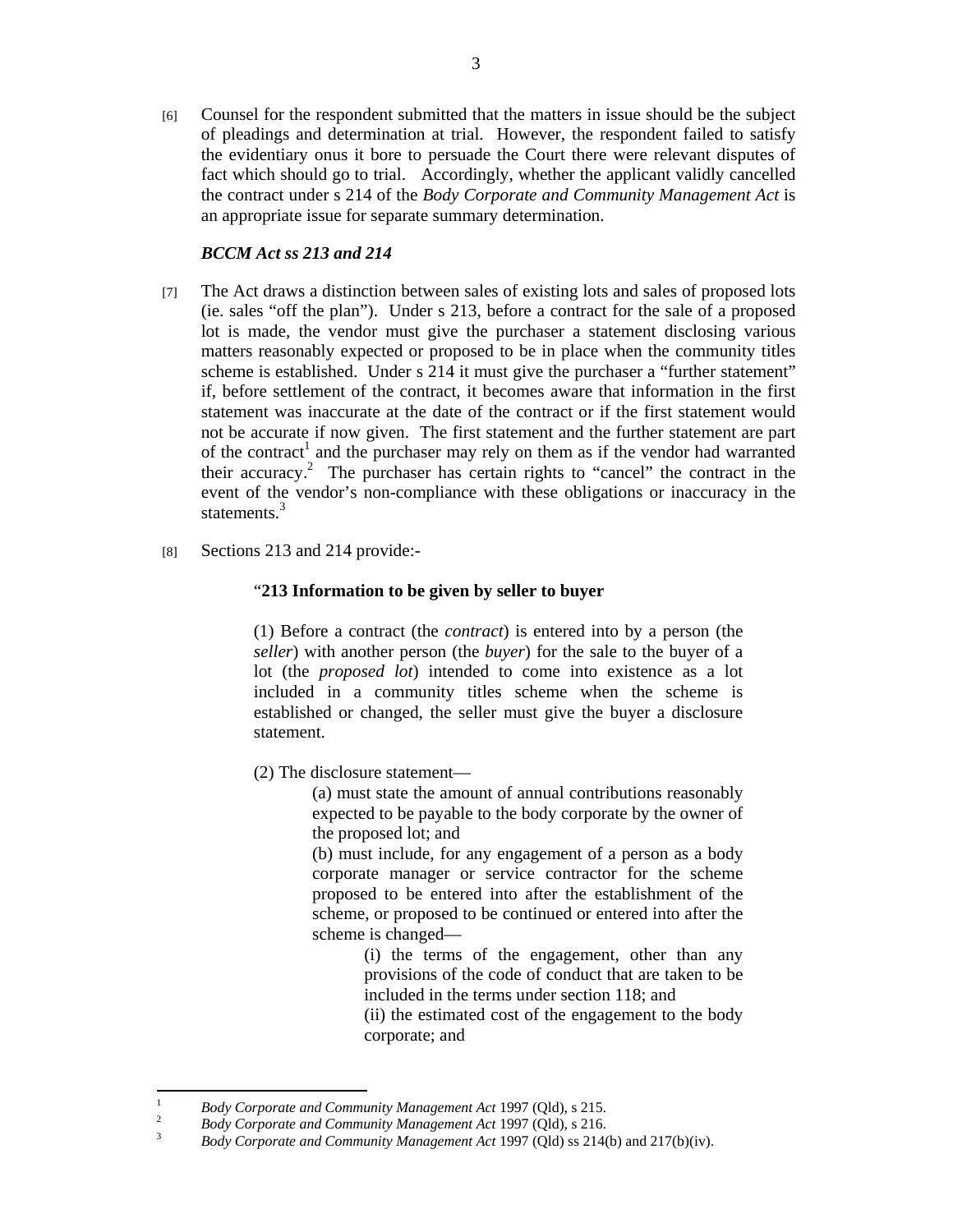[6] Counsel for the respondent submitted that the matters in issue should be the subject of pleadings and determination at trial. However, the respondent failed to satisfy the evidentiary onus it bore to persuade the Court there were relevant disputes of fact which should go to trial. Accordingly, whether the applicant validly cancelled the contract under s 214 of the *Body Corporate and Community Management Act* is an appropriate issue for separate summary determination.

***BCCM Act ss 213 and 214***

[7] The Act draws a distinction between sales of existing lots and sales of proposed lots (ie. sales "off the plan"). Under s 213, before a contract for the sale of a proposed lot is made, the vendor must give the purchaser a statement disclosing various matters reasonably expected or proposed to be in place when the community titles scheme is established. Under s 214 it must give the purchaser a "further statement" if, before settlement of the contract, it becomes aware that information in the first statement was inaccurate at the date of the contract or if the first statement would not be accurate if now given. The first statement and the further statement are part of the contract[1] and the purchaser may rely on them as if the vendor had warranted their accuracy.[2] The purchaser has certain rights to "cancel" the contract in the event of the vendor's non-compliance with these obligations or inaccuracy in the statements.[3]

[8] Sections 213 and 214 provide:-

> "**213 Information to be given by seller to buyer**
>
> (1) Before a contract (the *contract*) is entered into by a person (the *seller*) with another person (the *buyer*) for the sale to the buyer of a lot (the *proposed lot*) intended to come into existence as a lot included in a community titles scheme when the scheme is established or changed, the seller must give the buyer a disclosure statement.
>
> (2) The disclosure statement—
>
> > (a) must state the amount of annual contributions reasonably expected to be payable to the body corporate by the owner of the proposed lot; and
> >
> > (b) must include, for any engagement of a person as a body corporate manager or service contractor for the scheme proposed to be entered into after the establishment of the scheme, or proposed to be continued or entered into after the scheme is changed—
> >
> > > (i) the terms of the engagement, other than any provisions of the code of conduct that are taken to be included in the terms under section 118; and
> > >
> > > (ii) the estimated cost of the engagement to the body corporate; and

---

[1] *Body Corporate and Community Management Act* 1997 (Qld), s 215.

[2] *Body Corporate and Community Management Act* 1997 (Qld), s 216.

[3] *Body Corporate and Community Management Act* 1997 (Qld) ss 214(b) and 217(b)(iv).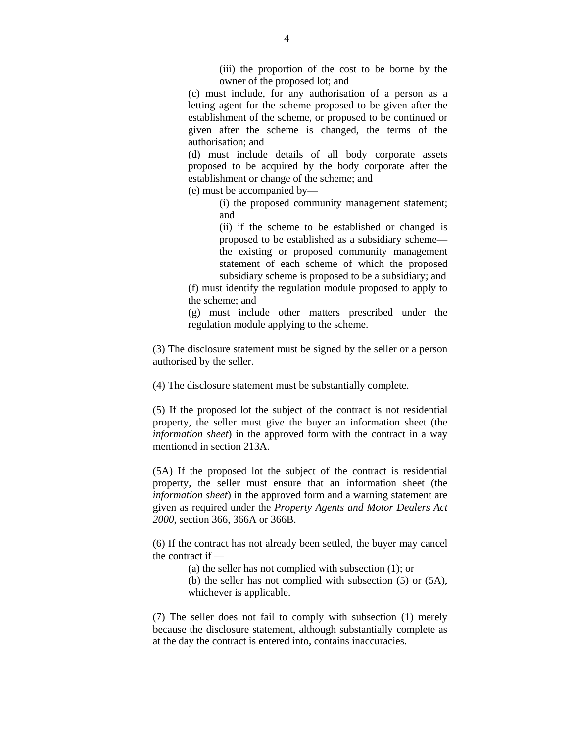(iii) the proportion of the cost to be borne by the owner of the proposed lot; and

(c) must include, for any authorisation of a person as a letting agent for the scheme proposed to be given after the establishment of the scheme, or proposed to be continued or given after the scheme is changed, the terms of the authorisation; and

(d) must include details of all body corporate assets proposed to be acquired by the body corporate after the establishment or change of the scheme; and

(e) must be accompanied by—

(i) the proposed community management statement; and

(ii) if the scheme to be established or changed is proposed to be established as a subsidiary scheme—the existing or proposed community management statement of each scheme of which the proposed subsidiary scheme is proposed to be a subsidiary; and

(f) must identify the regulation module proposed to apply to the scheme; and

(g) must include other matters prescribed under the regulation module applying to the scheme.

(3) The disclosure statement must be signed by the seller or a person authorised by the seller.

(4) The disclosure statement must be substantially complete.

(5) If the proposed lot the subject of the contract is not residential property, the seller must give the buyer an information sheet (the *information sheet*) in the approved form with the contract in a way mentioned in section 213A.

(5A) If the proposed lot the subject of the contract is residential property, the seller must ensure that an information sheet (the *information sheet*) in the approved form and a warning statement are given as required under the *Property Agents and Motor Dealers Act 2000*, section 366, 366A or 366B.

(6) If the contract has not already been settled, the buyer may cancel the contract if —

(a) the seller has not complied with subsection (1); or

(b) the seller has not complied with subsection (5) or (5A), whichever is applicable.

(7) The seller does not fail to comply with subsection (1) merely because the disclosure statement, although substantially complete as at the day the contract is entered into, contains inaccuracies.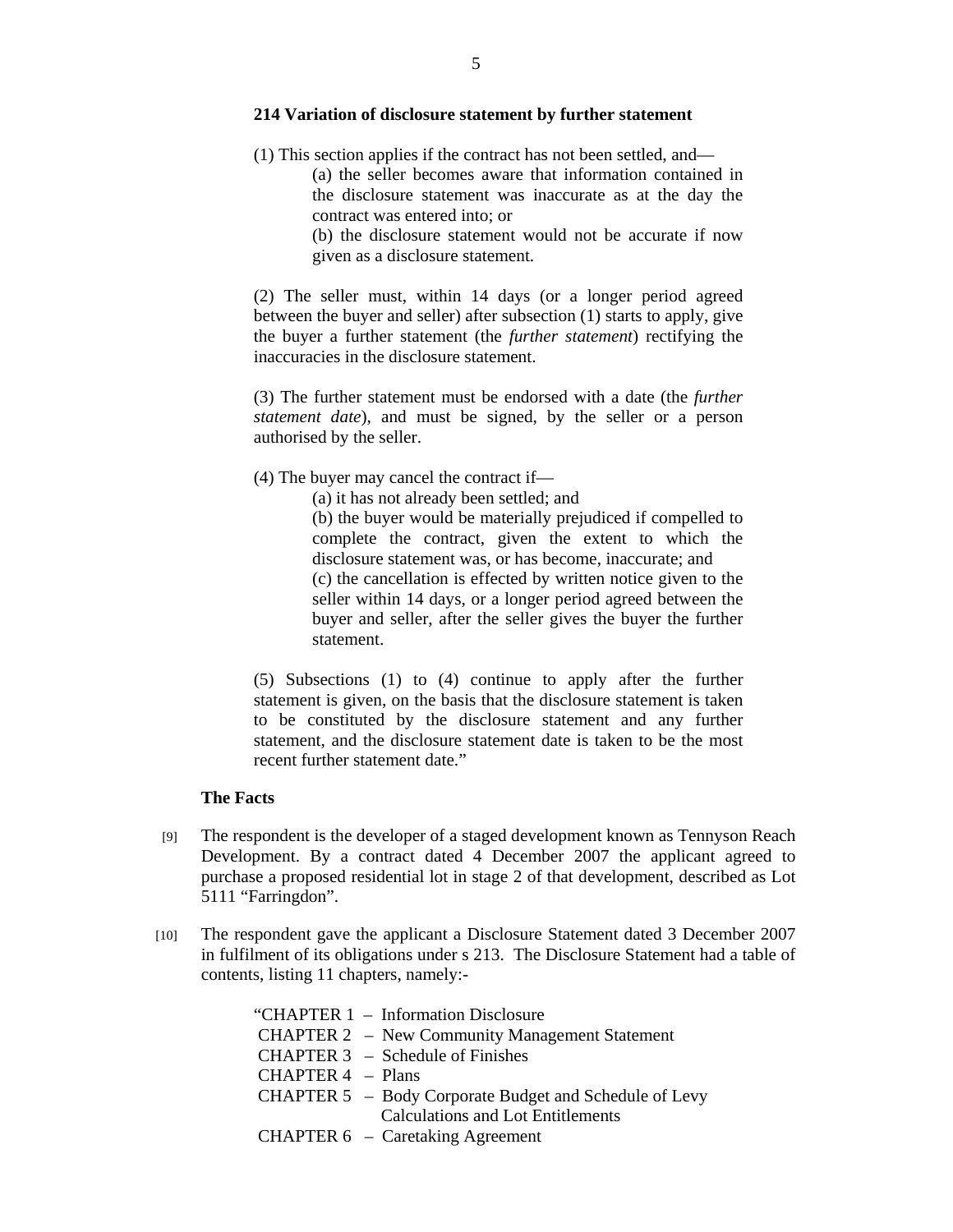**214 Variation of disclosure statement by further statement**

(1) This section applies if the contract has not been settled, and—

> (a) the seller becomes aware that information contained in the disclosure statement was inaccurate as at the day the contract was entered into; or
>
> (b) the disclosure statement would not be accurate if now given as a disclosure statement.

(2) The seller must, within 14 days (or a longer period agreed between the buyer and seller) after subsection (1) starts to apply, give the buyer a further statement (the *further statement*) rectifying the inaccuracies in the disclosure statement.

(3) The further statement must be endorsed with a date (the *further statement date*), and must be signed, by the seller or a person authorised by the seller.

(4) The buyer may cancel the contract if—

> (a) it has not already been settled; and
>
> (b) the buyer would be materially prejudiced if compelled to complete the contract, given the extent to which the disclosure statement was, or has become, inaccurate; and
>
> (c) the cancellation is effected by written notice given to the seller within 14 days, or a longer period agreed between the buyer and seller, after the seller gives the buyer the further statement.

(5) Subsections (1) to (4) continue to apply after the further statement is given, on the basis that the disclosure statement is taken to be constituted by the disclosure statement and any further statement, and the disclosure statement date is taken to be the most recent further statement date."

**The Facts**

[9] The respondent is the developer of a staged development known as Tennyson Reach Development. By a contract dated 4 December 2007 the applicant agreed to purchase a proposed residential lot in stage 2 of that development, described as Lot 5111 "Farringdon".

[10] The respondent gave the applicant a Disclosure Statement dated 3 December 2007 in fulfilment of its obligations under s 213. The Disclosure Statement had a table of contents, listing 11 chapters, namely:-

"CHAPTER 1 – Information Disclosure
CHAPTER 2 – New Community Management Statement
CHAPTER 3 – Schedule of Finishes
CHAPTER 4 – Plans
CHAPTER 5 – Body Corporate Budget and Schedule of Levy Calculations and Lot Entitlements
CHAPTER 6 – Caretaking Agreement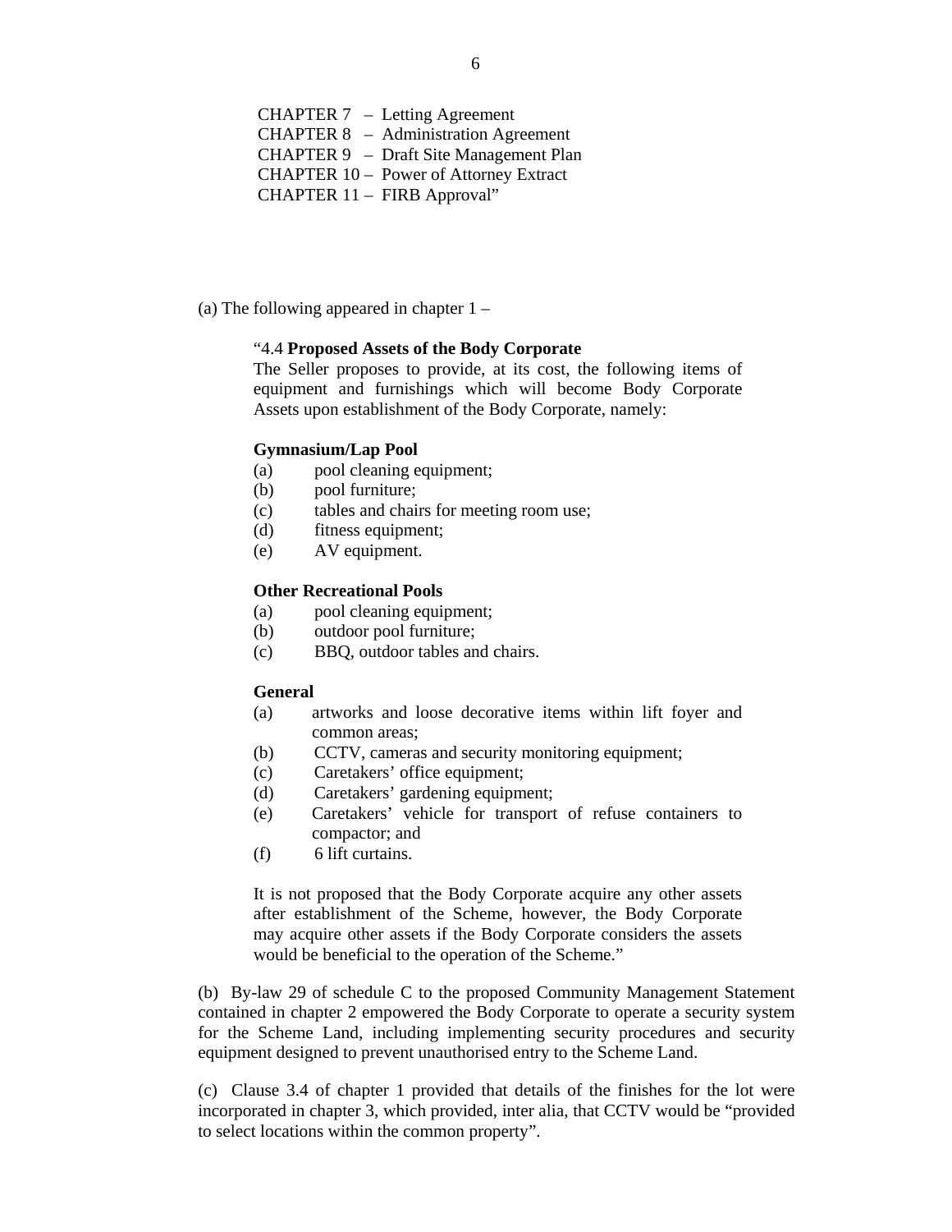CHAPTER 7 – Letting Agreement
CHAPTER 8 – Administration Agreement
CHAPTER 9 – Draft Site Management Plan
CHAPTER 10 – Power of Attorney Extract
CHAPTER 11 – FIRB Approval"

(a) The following appeared in chapter 1 –

> "4.4 **Proposed Assets of the Body Corporate**
> The Seller proposes to provide, at its cost, the following items of equipment and furnishings which will become Body Corporate Assets upon establishment of the Body Corporate, namely:
>
> **Gymnasium/Lap Pool**
> (a) pool cleaning equipment;
> (b) pool furniture;
> (c) tables and chairs for meeting room use;
> (d) fitness equipment;
> (e) AV equipment.
>
> **Other Recreational Pools**
> (a) pool cleaning equipment;
> (b) outdoor pool furniture;
> (c) BBQ, outdoor tables and chairs.
>
> **General**
> (a) artworks and loose decorative items within lift foyer and common areas;
> (b) CCTV, cameras and security monitoring equipment;
> (c) Caretakers' office equipment;
> (d) Caretakers' gardening equipment;
> (e) Caretakers' vehicle for transport of refuse containers to compactor; and
> (f) 6 lift curtains.
>
> It is not proposed that the Body Corporate acquire any other assets after establishment of the Scheme, however, the Body Corporate may acquire other assets if the Body Corporate considers the assets would be beneficial to the operation of the Scheme."

(b) By-law 29 of schedule C to the proposed Community Management Statement contained in chapter 2 empowered the Body Corporate to operate a security system for the Scheme Land, including implementing security procedures and security equipment designed to prevent unauthorised entry to the Scheme Land.

(c) Clause 3.4 of chapter 1 provided that details of the finishes for the lot were incorporated in chapter 3, which provided, inter alia, that CCTV would be "provided to select locations within the common property".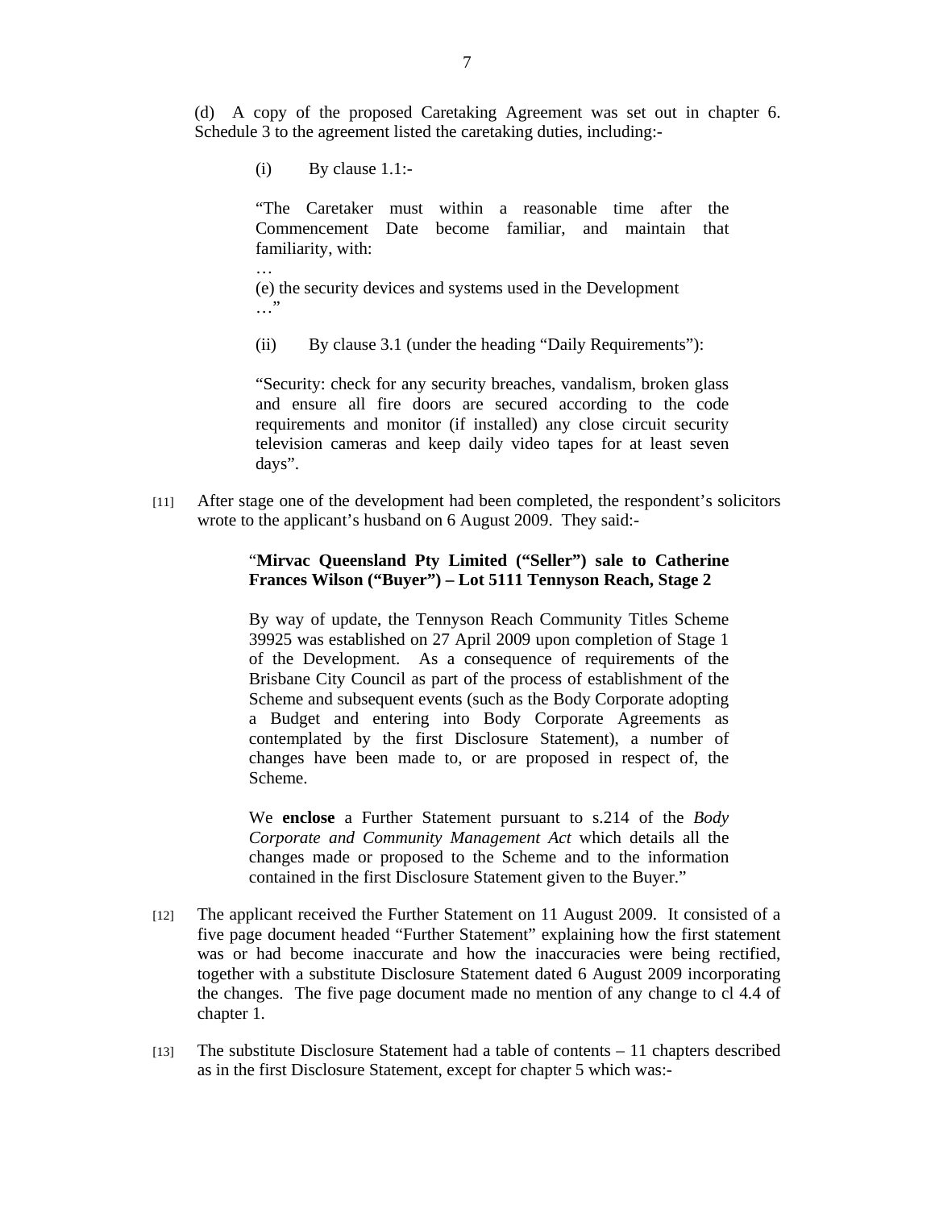(d) A copy of the proposed Caretaking Agreement was set out in chapter 6. Schedule 3 to the agreement listed the caretaking duties, including:-

> (i) By clause 1.1:-
>
> "The Caretaker must within a reasonable time after the Commencement Date become familiar, and maintain that familiarity, with:
>
> …
>
> (e) the security devices and systems used in the Development
>
> …"
>
> (ii) By clause 3.1 (under the heading "Daily Requirements"):
>
> "Security: check for any security breaches, vandalism, broken glass and ensure all fire doors are secured according to the code requirements and monitor (if installed) any close circuit security television cameras and keep daily video tapes for at least seven days".

[11] After stage one of the development had been completed, the respondent's solicitors wrote to the applicant's husband on 6 August 2009. They said:-

> "**Mirvac Queensland Pty Limited ("Seller") sale to Catherine Frances Wilson ("Buyer") – Lot 5111 Tennyson Reach, Stage 2**
>
> By way of update, the Tennyson Reach Community Titles Scheme 39925 was established on 27 April 2009 upon completion of Stage 1 of the Development. As a consequence of requirements of the Brisbane City Council as part of the process of establishment of the Scheme and subsequent events (such as the Body Corporate adopting a Budget and entering into Body Corporate Agreements as contemplated by the first Disclosure Statement), a number of changes have been made to, or are proposed in respect of, the Scheme.
>
> We **enclose** a Further Statement pursuant to s.214 of the *Body Corporate and Community Management Act* which details all the changes made or proposed to the Scheme and to the information contained in the first Disclosure Statement given to the Buyer."

[12] The applicant received the Further Statement on 11 August 2009. It consisted of a five page document headed "Further Statement" explaining how the first statement was or had become inaccurate and how the inaccuracies were being rectified, together with a substitute Disclosure Statement dated 6 August 2009 incorporating the changes. The five page document made no mention of any change to cl 4.4 of chapter 1.

[13] The substitute Disclosure Statement had a table of contents – 11 chapters described as in the first Disclosure Statement, except for chapter 5 which was:-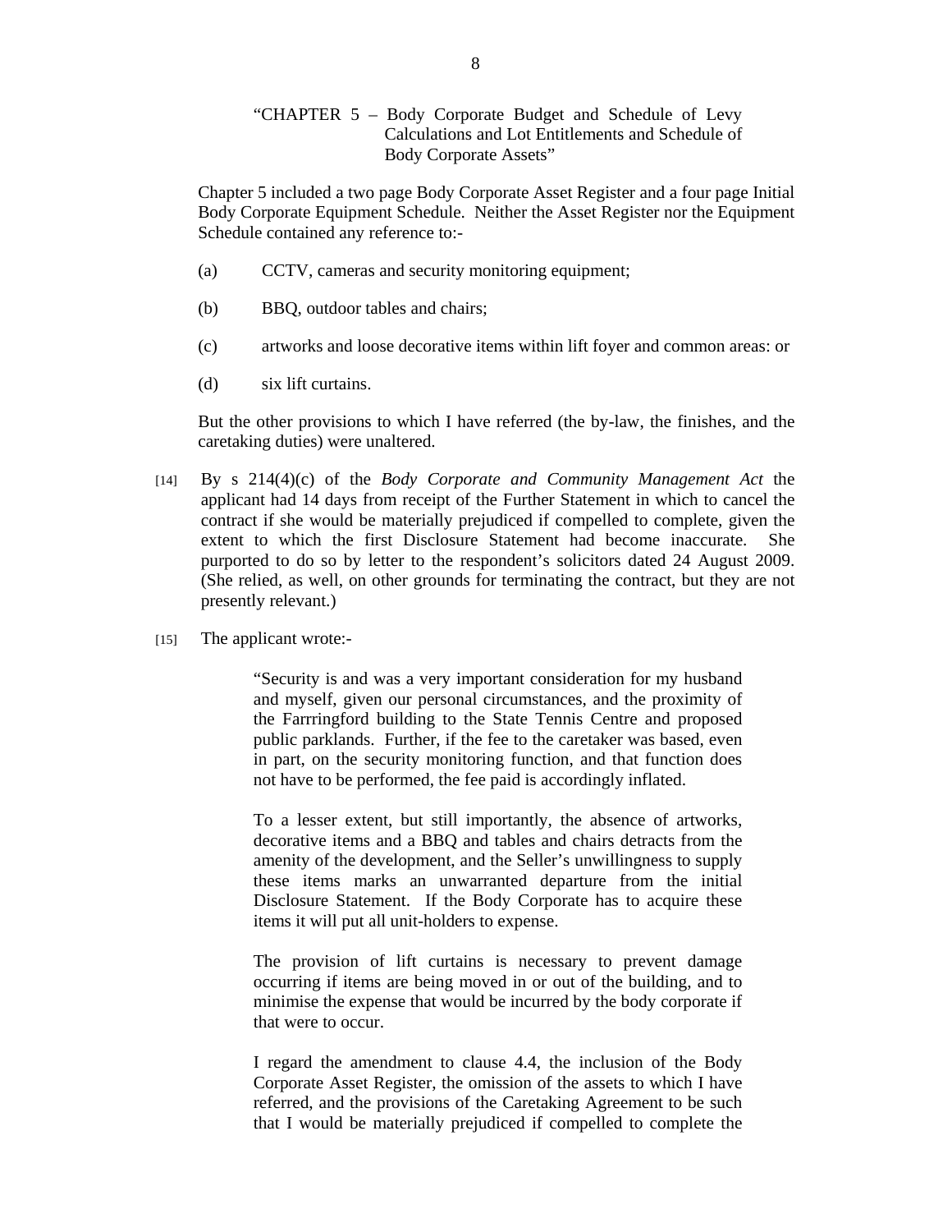> "CHAPTER 5 – Body Corporate Budget and Schedule of Levy Calculations and Lot Entitlements and Schedule of Body Corporate Assets"

Chapter 5 included a two page Body Corporate Asset Register and a four page Initial Body Corporate Equipment Schedule. Neither the Asset Register nor the Equipment Schedule contained any reference to:-

(a) CCTV, cameras and security monitoring equipment;

(b) BBQ, outdoor tables and chairs;

(c) artworks and loose decorative items within lift foyer and common areas: or

(d) six lift curtains.

But the other provisions to which I have referred (the by-law, the finishes, and the caretaking duties) were unaltered.

[14] By s 214(4)(c) of the *Body Corporate and Community Management Act* the applicant had 14 days from receipt of the Further Statement in which to cancel the contract if she would be materially prejudiced if compelled to complete, given the extent to which the first Disclosure Statement had become inaccurate. She purported to do so by letter to the respondent's solicitors dated 24 August 2009. (She relied, as well, on other grounds for terminating the contract, but they are not presently relevant.)

[15] The applicant wrote:-

> "Security is and was a very important consideration for my husband and myself, given our personal circumstances, and the proximity of the Farrringford building to the State Tennis Centre and proposed public parklands. Further, if the fee to the caretaker was based, even in part, on the security monitoring function, and that function does not have to be performed, the fee paid is accordingly inflated.
>
> To a lesser extent, but still importantly, the absence of artworks, decorative items and a BBQ and tables and chairs detracts from the amenity of the development, and the Seller's unwillingness to supply these items marks an unwarranted departure from the initial Disclosure Statement. If the Body Corporate has to acquire these items it will put all unit-holders to expense.
>
> The provision of lift curtains is necessary to prevent damage occurring if items are being moved in or out of the building, and to minimise the expense that would be incurred by the body corporate if that were to occur.
>
> I regard the amendment to clause 4.4, the inclusion of the Body Corporate Asset Register, the omission of the assets to which I have referred, and the provisions of the Caretaking Agreement to be such that I would be materially prejudiced if compelled to complete the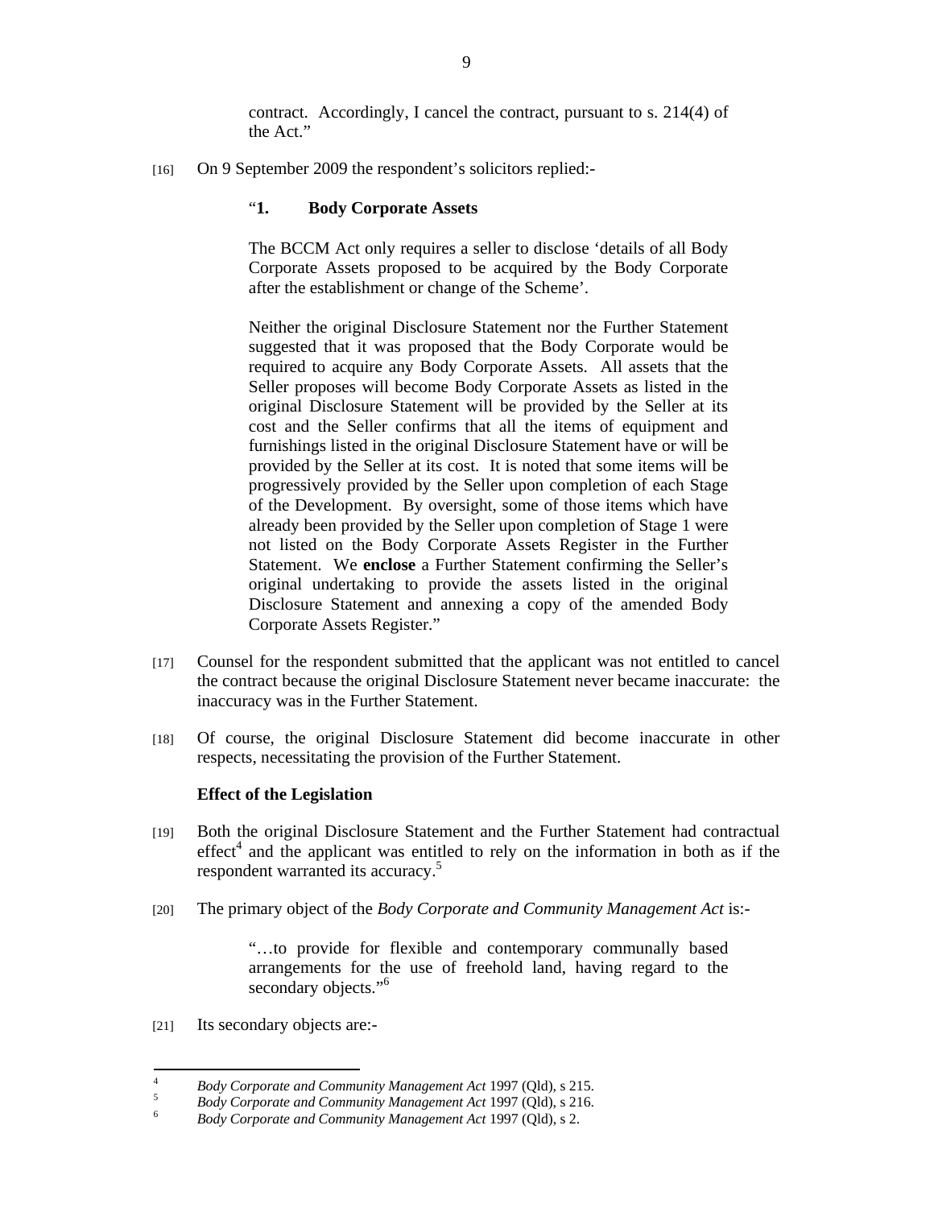contract. Accordingly, I cancel the contract, pursuant to s. 214(4) of the Act."

[16] On 9 September 2009 the respondent's solicitors replied:-

> "**1. Body Corporate Assets**
>
> The BCCM Act only requires a seller to disclose 'details of all Body Corporate Assets proposed to be acquired by the Body Corporate after the establishment or change of the Scheme'.
>
> Neither the original Disclosure Statement nor the Further Statement suggested that it was proposed that the Body Corporate would be required to acquire any Body Corporate Assets. All assets that the Seller proposes will become Body Corporate Assets as listed in the original Disclosure Statement will be provided by the Seller at its cost and the Seller confirms that all the items of equipment and furnishings listed in the original Disclosure Statement have or will be provided by the Seller at its cost. It is noted that some items will be progressively provided by the Seller upon completion of each Stage of the Development. By oversight, some of those items which have already been provided by the Seller upon completion of Stage 1 were not listed on the Body Corporate Assets Register in the Further Statement. We **enclose** a Further Statement confirming the Seller's original undertaking to provide the assets listed in the original Disclosure Statement and annexing a copy of the amended Body Corporate Assets Register."

[17] Counsel for the respondent submitted that the applicant was not entitled to cancel the contract because the original Disclosure Statement never became inaccurate: the inaccuracy was in the Further Statement.

[18] Of course, the original Disclosure Statement did become inaccurate in other respects, necessitating the provision of the Further Statement.

**Effect of the Legislation**

[19] Both the original Disclosure Statement and the Further Statement had contractual effect[4] and the applicant was entitled to rely on the information in both as if the respondent warranted its accuracy.[5]

[20] The primary object of the *Body Corporate and Community Management Act* is:-

> "…to provide for flexible and contemporary communally based arrangements for the use of freehold land, having regard to the secondary objects."[6]

[21] Its secondary objects are:-

---

[4] *Body Corporate and Community Management Act* 1997 (Qld), s 215.

[5] *Body Corporate and Community Management Act* 1997 (Qld), s 216.

[6] *Body Corporate and Community Management Act* 1997 (Qld), s 2.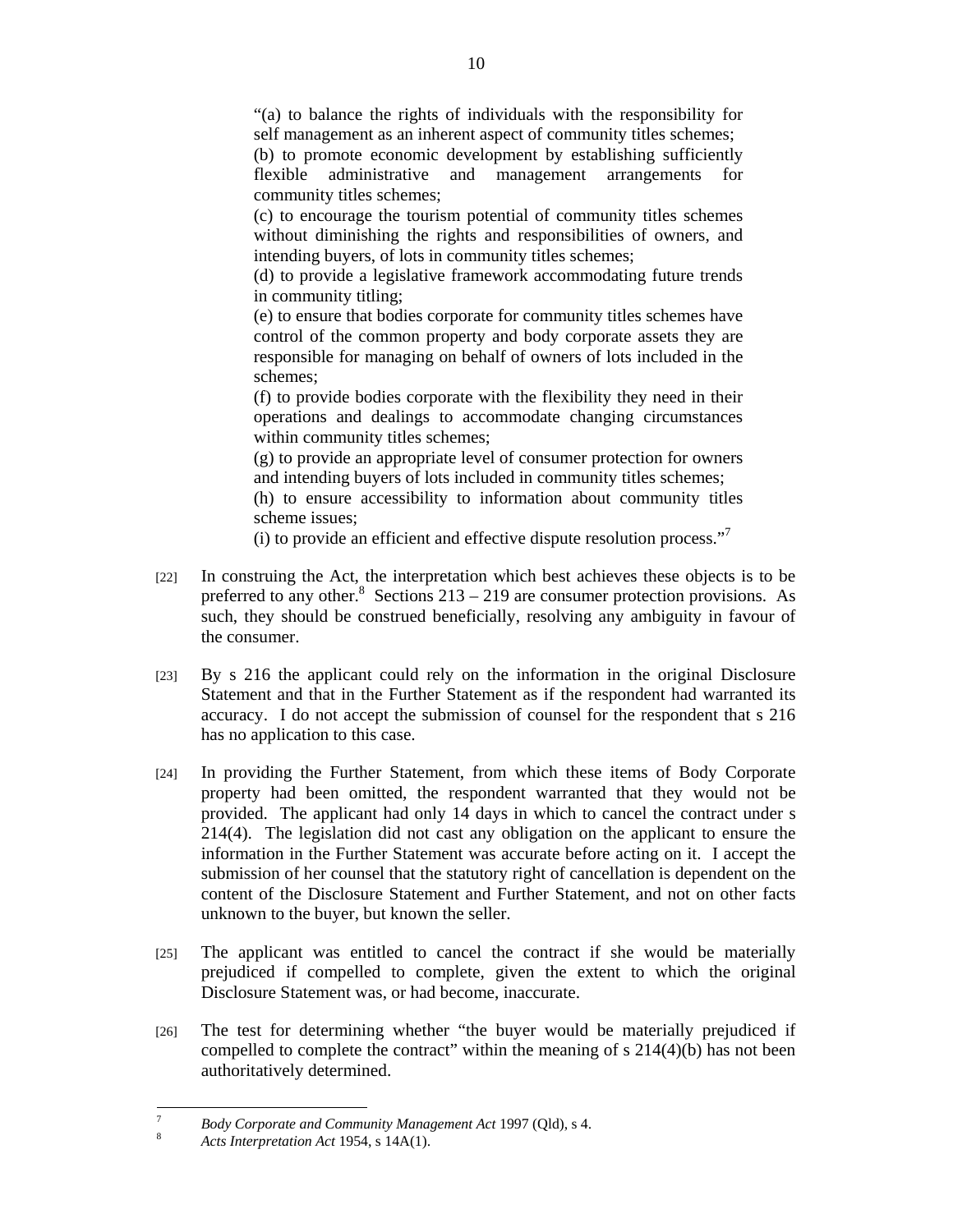> "(a) to balance the rights of individuals with the responsibility for self management as an inherent aspect of community titles schemes;
> (b) to promote economic development by establishing sufficiently flexible administrative and management arrangements for community titles schemes;
> (c) to encourage the tourism potential of community titles schemes without diminishing the rights and responsibilities of owners, and intending buyers, of lots in community titles schemes;
> (d) to provide a legislative framework accommodating future trends in community titling;
> (e) to ensure that bodies corporate for community titles schemes have control of the common property and body corporate assets they are responsible for managing on behalf of owners of lots included in the schemes;
> (f) to provide bodies corporate with the flexibility they need in their operations and dealings to accommodate changing circumstances within community titles schemes;
> (g) to provide an appropriate level of consumer protection for owners and intending buyers of lots included in community titles schemes;
> (h) to ensure accessibility to information about community titles scheme issues;
> (i) to provide an efficient and effective dispute resolution process."[7]

[22] In construing the Act, the interpretation which best achieves these objects is to be preferred to any other.[8] Sections 213 – 219 are consumer protection provisions. As such, they should be construed beneficially, resolving any ambiguity in favour of the consumer.

[23] By s 216 the applicant could rely on the information in the original Disclosure Statement and that in the Further Statement as if the respondent had warranted its accuracy. I do not accept the submission of counsel for the respondent that s 216 has no application to this case.

[24] In providing the Further Statement, from which these items of Body Corporate property had been omitted, the respondent warranted that they would not be provided. The applicant had only 14 days in which to cancel the contract under s 214(4). The legislation did not cast any obligation on the applicant to ensure the information in the Further Statement was accurate before acting on it. I accept the submission of her counsel that the statutory right of cancellation is dependent on the content of the Disclosure Statement and Further Statement, and not on other facts unknown to the buyer, but known the seller.

[25] The applicant was entitled to cancel the contract if she would be materially prejudiced if compelled to complete, given the extent to which the original Disclosure Statement was, or had become, inaccurate.

[26] The test for determining whether "the buyer would be materially prejudiced if compelled to complete the contract" within the meaning of s 214(4)(b) has not been authoritatively determined.

---

[7] *Body Corporate and Community Management Act* 1997 (Qld), s 4.

[8] *Acts Interpretation Act* 1954, s 14A(1).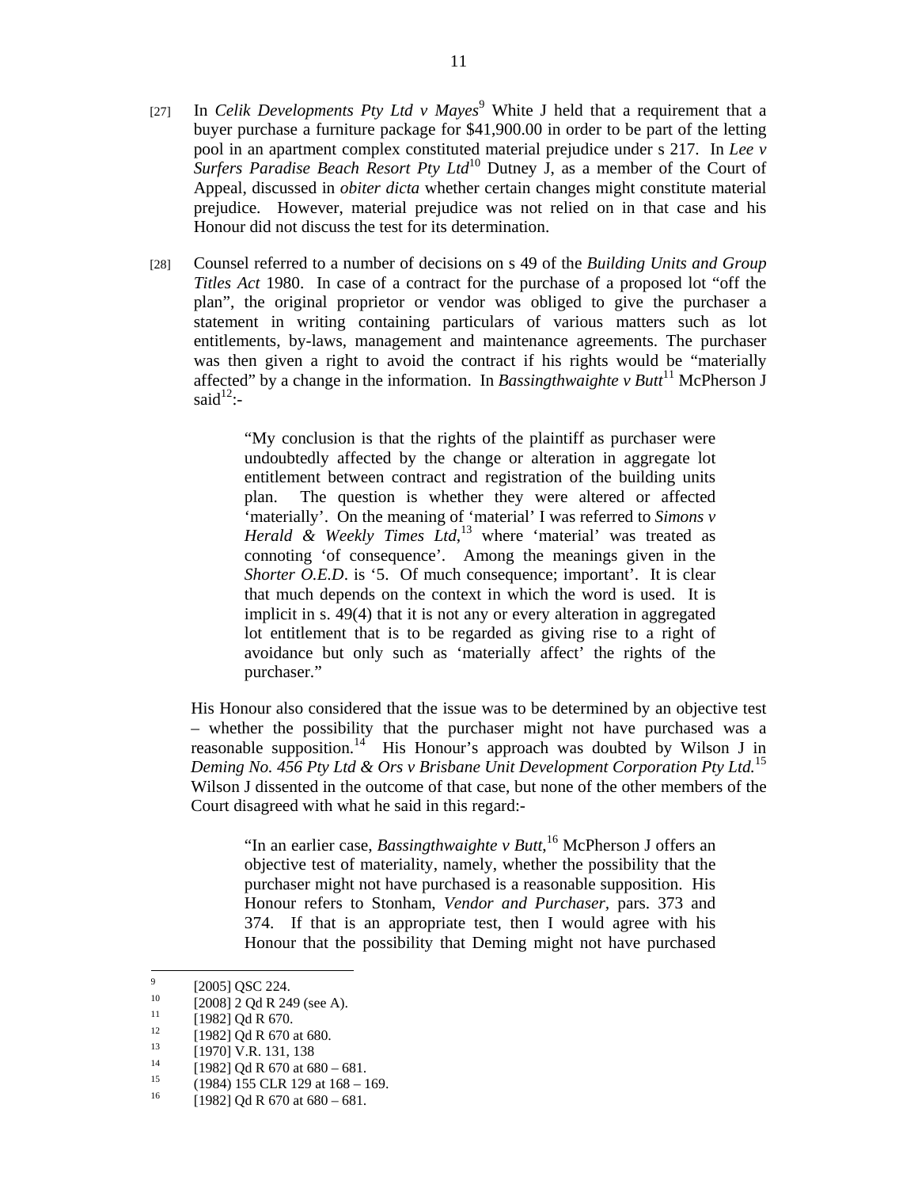[27] In *Celik Developments Pty Ltd v Mayes*[9] White J held that a requirement that a buyer purchase a furniture package for $41,900.00 in order to be part of the letting pool in an apartment complex constituted material prejudice under s 217. In *Lee v Surfers Paradise Beach Resort Pty Ltd*[10] Dutney J, as a member of the Court of Appeal, discussed in *obiter dicta* whether certain changes might constitute material prejudice. However, material prejudice was not relied on in that case and his Honour did not discuss the test for its determination.

[28] Counsel referred to a number of decisions on s 49 of the *Building Units and Group Titles Act* 1980. In case of a contract for the purchase of a proposed lot "off the plan", the original proprietor or vendor was obliged to give the purchaser a statement in writing containing particulars of various matters such as lot entitlements, by-laws, management and maintenance agreements. The purchaser was then given a right to avoid the contract if his rights would be "materially affected" by a change in the information. In *Bassingthwaighte v Butt*[11] McPherson J said[12]:-

> "My conclusion is that the rights of the plaintiff as purchaser were undoubtedly affected by the change or alteration in aggregate lot entitlement between contract and registration of the building units plan. The question is whether they were altered or affected 'materially'. On the meaning of 'material' I was referred to *Simons v Herald & Weekly Times Ltd*,[13] where 'material' was treated as connoting 'of consequence'. Among the meanings given in the *Shorter O.E.D*. is '5. Of much consequence; important'. It is clear that much depends on the context in which the word is used. It is implicit in s. 49(4) that it is not any or every alteration in aggregated lot entitlement that is to be regarded as giving rise to a right of avoidance but only such as 'materially affect' the rights of the purchaser."

His Honour also considered that the issue was to be determined by an objective test – whether the possibility that the purchaser might not have purchased was a reasonable supposition.[14] His Honour's approach was doubted by Wilson J in *Deming No. 456 Pty Ltd & Ors v Brisbane Unit Development Corporation Pty Ltd.*[15] Wilson J dissented in the outcome of that case, but none of the other members of the Court disagreed with what he said in this regard:-

> "In an earlier case, *Bassingthwaighte v Butt*,[16] McPherson J offers an objective test of materiality, namely, whether the possibility that the purchaser might not have purchased is a reasonable supposition. His Honour refers to Stonham, *Vendor and Purchaser*, pars. 373 and 374. If that is an appropriate test, then I would agree with his Honour that the possibility that Deming might not have purchased

---

9 [2005] QSC 224.

10 [2008] 2 Qd R 249 (see A).

11 [1982] Qd R 670.

12 [1982] Qd R 670 at 680.

13 [1970] V.R. 131, 138

14 [1982] Qd R 670 at 680 – 681.

15 (1984) 155 CLR 129 at 168 – 169.

16 [1982] Qd R 670 at 680 – 681.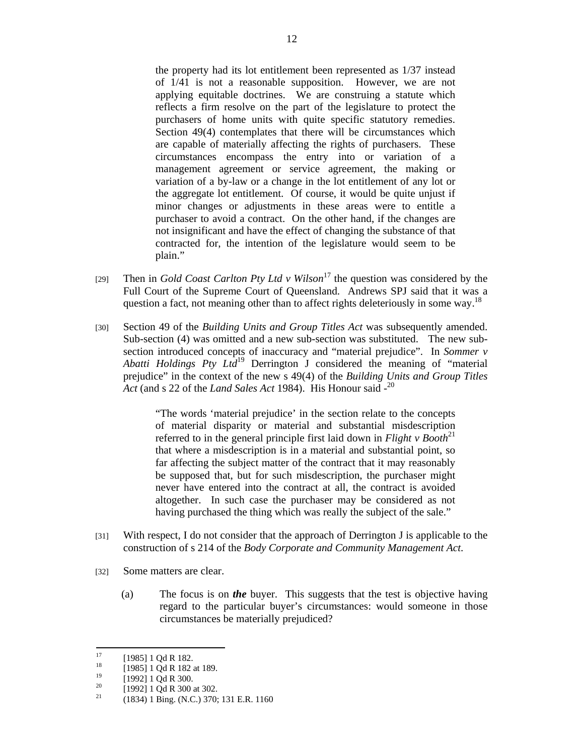> the property had its lot entitlement been represented as 1/37 instead of 1/41 is not a reasonable supposition. However, we are not applying equitable doctrines. We are construing a statute which reflects a firm resolve on the part of the legislature to protect the purchasers of home units with quite specific statutory remedies. Section 49(4) contemplates that there will be circumstances which are capable of materially affecting the rights of purchasers. These circumstances encompass the entry into or variation of a management agreement or service agreement, the making or variation of a by-law or a change in the lot entitlement of any lot or the aggregate lot entitlement. Of course, it would be quite unjust if minor changes or adjustments in these areas were to entitle a purchaser to avoid a contract. On the other hand, if the changes are not insignificant and have the effect of changing the substance of that contracted for, the intention of the legislature would seem to be plain."

[29] Then in *Gold Coast Carlton Pty Ltd v Wilson*[17] the question was considered by the Full Court of the Supreme Court of Queensland. Andrews SPJ said that it was a question a fact, not meaning other than to affect rights deleteriously in some way.[18]

[30] Section 49 of the *Building Units and Group Titles Act* was subsequently amended. Sub-section (4) was omitted and a new sub-section was substituted. The new sub-section introduced concepts of inaccuracy and "material prejudice". In *Sommer v Abatti Holdings Pty Ltd*[19] Derrington J considered the meaning of "material prejudice" in the context of the new s 49(4) of the *Building Units and Group Titles Act* (and s 22 of the *Land Sales Act* 1984). His Honour said -[20]

> "The words 'material prejudice' in the section relate to the concepts of material disparity or material and substantial misdescription referred to in the general principle first laid down in *Flight v Booth*[21] that where a misdescription is in a material and substantial point, so far affecting the subject matter of the contract that it may reasonably be supposed that, but for such misdescription, the purchaser might never have entered into the contract at all, the contract is avoided altogether. In such case the purchaser may be considered as not having purchased the thing which was really the subject of the sale."

[31] With respect, I do not consider that the approach of Derrington J is applicable to the construction of s 214 of the *Body Corporate and Community Management Act*.

[32] Some matters are clear.

(a) The focus is on ***the*** buyer. This suggests that the test is objective having regard to the particular buyer's circumstances: would someone in those circumstances be materially prejudiced?

---

[17] [1985] 1 Qd R 182.

[18] [1985] 1 Qd R 182 at 189.

[19] [1992] 1 Qd R 300.

[20] [1992] 1 Qd R 300 at 302.

[21] (1834) 1 Bing. (N.C.) 370; 131 E.R. 1160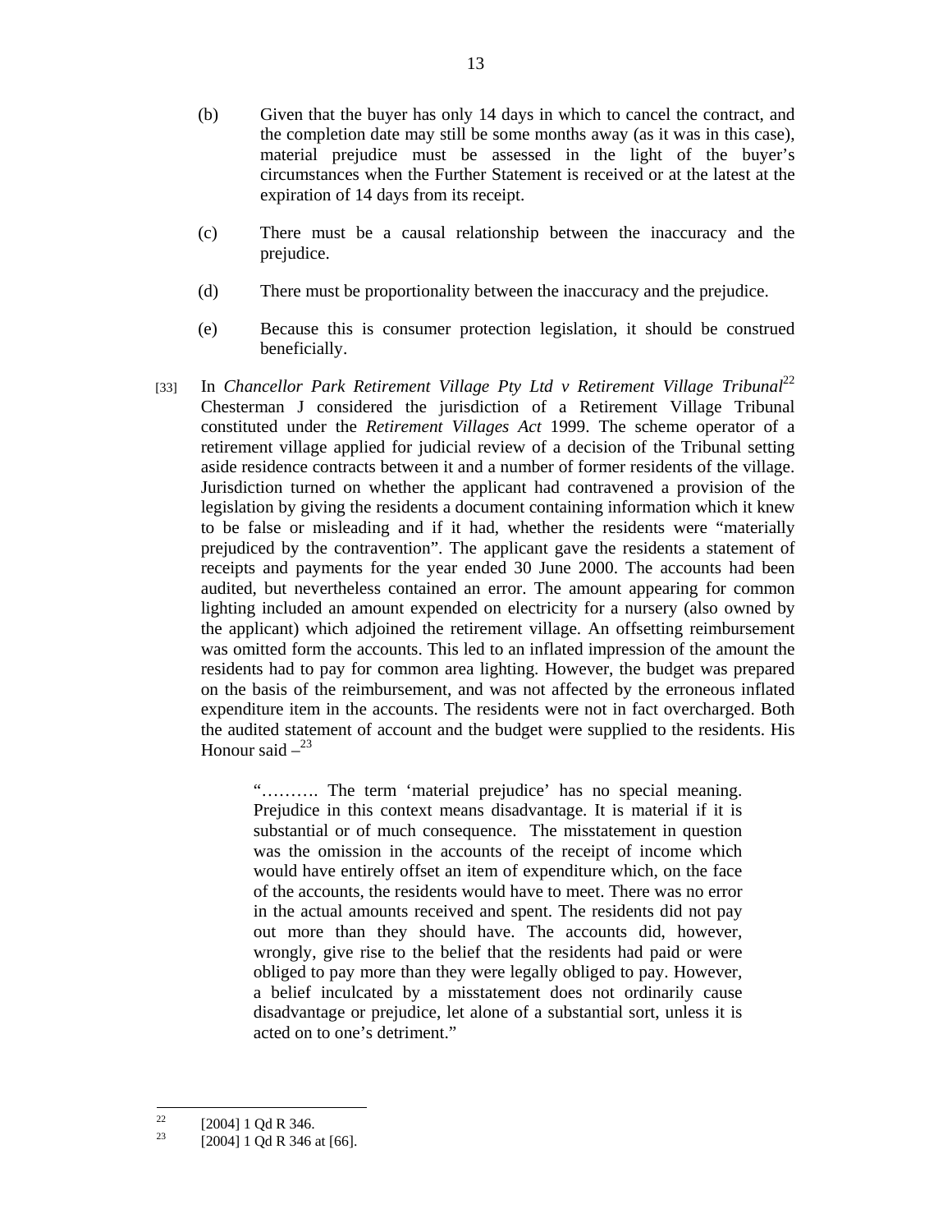(b) Given that the buyer has only 14 days in which to cancel the contract, and the completion date may still be some months away (as it was in this case), material prejudice must be assessed in the light of the buyer's circumstances when the Further Statement is received or at the latest at the expiration of 14 days from its receipt.

(c) There must be a causal relationship between the inaccuracy and the prejudice.

(d) There must be proportionality between the inaccuracy and the prejudice.

(e) Because this is consumer protection legislation, it should be construed beneficially.

[33] In *Chancellor Park Retirement Village Pty Ltd v Retirement Village Tribunal*[22] Chesterman J considered the jurisdiction of a Retirement Village Tribunal constituted under the *Retirement Villages Act* 1999. The scheme operator of a retirement village applied for judicial review of a decision of the Tribunal setting aside residence contracts between it and a number of former residents of the village. Jurisdiction turned on whether the applicant had contravened a provision of the legislation by giving the residents a document containing information which it knew to be false or misleading and if it had, whether the residents were "materially prejudiced by the contravention". The applicant gave the residents a statement of receipts and payments for the year ended 30 June 2000. The accounts had been audited, but nevertheless contained an error. The amount appearing for common lighting included an amount expended on electricity for a nursery (also owned by the applicant) which adjoined the retirement village. An offsetting reimbursement was omitted form the accounts. This led to an inflated impression of the amount the residents had to pay for common area lighting. However, the budget was prepared on the basis of the reimbursement, and was not affected by the erroneous inflated expenditure item in the accounts. The residents were not in fact overcharged. Both the audited statement of account and the budget were supplied to the residents. His Honour said –[23]

> "………. The term 'material prejudice' has no special meaning. Prejudice in this context means disadvantage. It is material if it is substantial or of much consequence. The misstatement in question was the omission in the accounts of the receipt of income which would have entirely offset an item of expenditure which, on the face of the accounts, the residents would have to meet. There was no error in the actual amounts received and spent. The residents did not pay out more than they should have. The accounts did, however, wrongly, give rise to the belief that the residents had paid or were obliged to pay more than they were legally obliged to pay. However, a belief inculcated by a misstatement does not ordinarily cause disadvantage or prejudice, let alone of a substantial sort, unless it is acted on to one's detriment."

---

[22] [2004] 1 Qd R 346.

[23] [2004] 1 Qd R 346 at [66].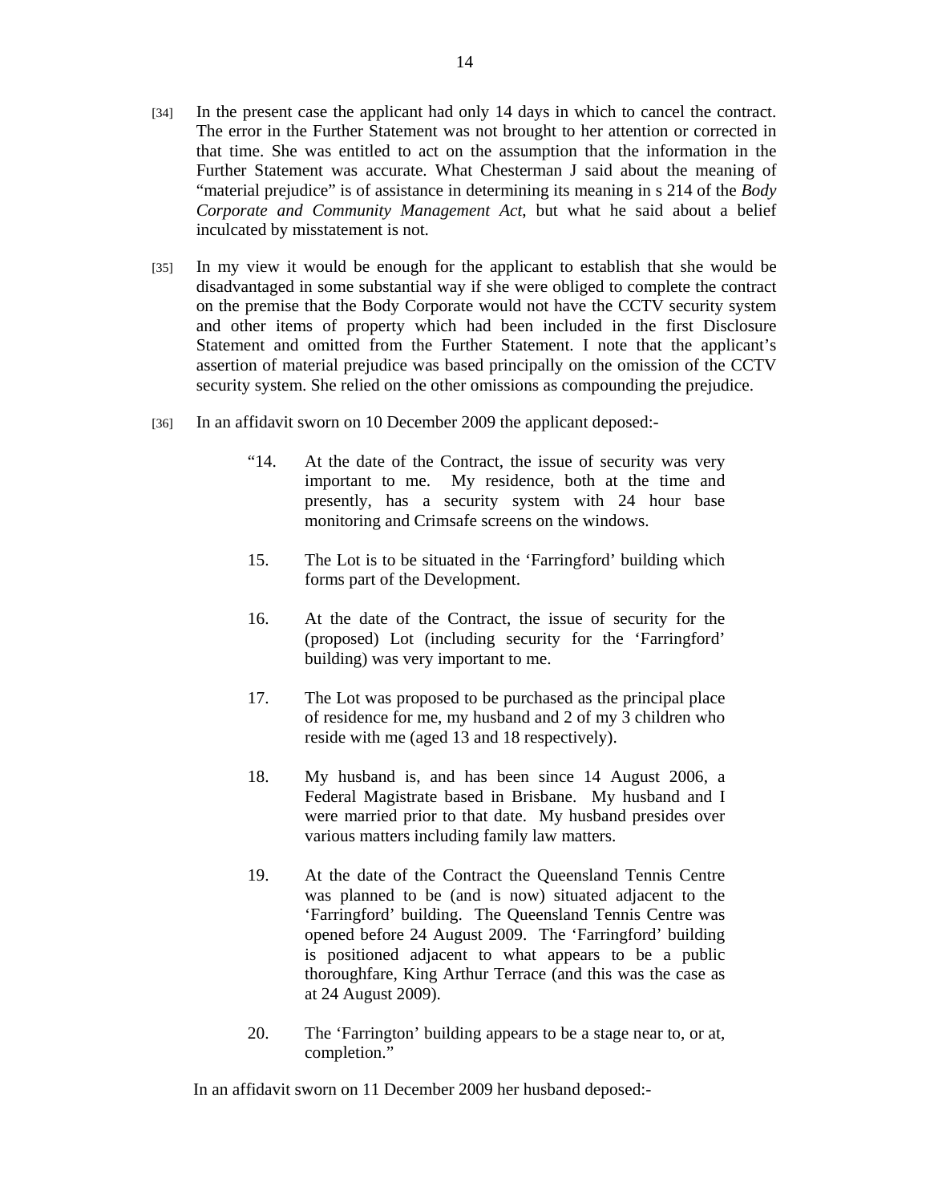[34] In the present case the applicant had only 14 days in which to cancel the contract. The error in the Further Statement was not brought to her attention or corrected in that time. She was entitled to act on the assumption that the information in the Further Statement was accurate. What Chesterman J said about the meaning of "material prejudice" is of assistance in determining its meaning in s 214 of the *Body Corporate and Community Management Act*, but what he said about a belief inculcated by misstatement is not.

[35] In my view it would be enough for the applicant to establish that she would be disadvantaged in some substantial way if she were obliged to complete the contract on the premise that the Body Corporate would not have the CCTV security system and other items of property which had been included in the first Disclosure Statement and omitted from the Further Statement. I note that the applicant's assertion of material prejudice was based principally on the omission of the CCTV security system. She relied on the other omissions as compounding the prejudice.

[36] In an affidavit sworn on 10 December 2009 the applicant deposed:-

> "14. At the date of the Contract, the issue of security was very important to me. My residence, both at the time and presently, has a security system with 24 hour base monitoring and Crimsafe screens on the windows.
>
> 15. The Lot is to be situated in the 'Farringford' building which forms part of the Development.
>
> 16. At the date of the Contract, the issue of security for the (proposed) Lot (including security for the 'Farringford' building) was very important to me.
>
> 17. The Lot was proposed to be purchased as the principal place of residence for me, my husband and 2 of my 3 children who reside with me (aged 13 and 18 respectively).
>
> 18. My husband is, and has been since 14 August 2006, a Federal Magistrate based in Brisbane. My husband and I were married prior to that date. My husband presides over various matters including family law matters.
>
> 19. At the date of the Contract the Queensland Tennis Centre was planned to be (and is now) situated adjacent to the 'Farringford' building. The Queensland Tennis Centre was opened before 24 August 2009. The 'Farringford' building is positioned adjacent to what appears to be a public thoroughfare, King Arthur Terrace (and this was the case as at 24 August 2009).
>
> 20. The 'Farrington' building appears to be a stage near to, or at, completion."

In an affidavit sworn on 11 December 2009 her husband deposed:-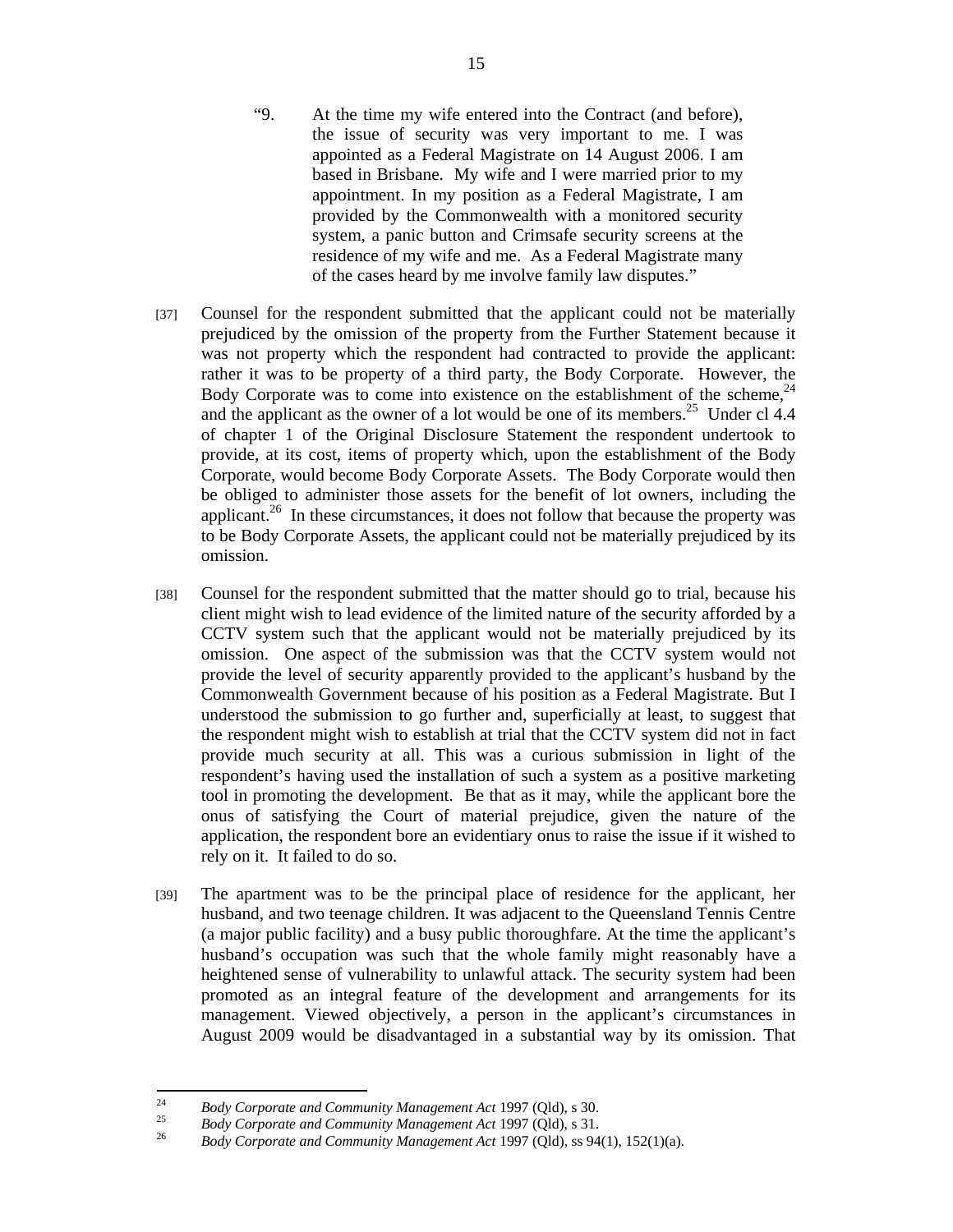> "9. At the time my wife entered into the Contract (and before), the issue of security was very important to me. I was appointed as a Federal Magistrate on 14 August 2006. I am based in Brisbane. My wife and I were married prior to my appointment. In my position as a Federal Magistrate, I am provided by the Commonwealth with a monitored security system, a panic button and Crimsafe security screens at the residence of my wife and me. As a Federal Magistrate many of the cases heard by me involve family law disputes."

[37] Counsel for the respondent submitted that the applicant could not be materially prejudiced by the omission of the property from the Further Statement because it was not property which the respondent had contracted to provide the applicant: rather it was to be property of a third party, the Body Corporate. However, the Body Corporate was to come into existence on the establishment of the scheme,[24] and the applicant as the owner of a lot would be one of its members.[25] Under cl 4.4 of chapter 1 of the Original Disclosure Statement the respondent undertook to provide, at its cost, items of property which, upon the establishment of the Body Corporate, would become Body Corporate Assets. The Body Corporate would then be obliged to administer those assets for the benefit of lot owners, including the applicant.[26] In these circumstances, it does not follow that because the property was to be Body Corporate Assets, the applicant could not be materially prejudiced by its omission.

[38] Counsel for the respondent submitted that the matter should go to trial, because his client might wish to lead evidence of the limited nature of the security afforded by a CCTV system such that the applicant would not be materially prejudiced by its omission. One aspect of the submission was that the CCTV system would not provide the level of security apparently provided to the applicant's husband by the Commonwealth Government because of his position as a Federal Magistrate. But I understood the submission to go further and, superficially at least, to suggest that the respondent might wish to establish at trial that the CCTV system did not in fact provide much security at all. This was a curious submission in light of the respondent's having used the installation of such a system as a positive marketing tool in promoting the development. Be that as it may, while the applicant bore the onus of satisfying the Court of material prejudice, given the nature of the application, the respondent bore an evidentiary onus to raise the issue if it wished to rely on it. It failed to do so.

[39] The apartment was to be the principal place of residence for the applicant, her husband, and two teenage children. It was adjacent to the Queensland Tennis Centre (a major public facility) and a busy public thoroughfare. At the time the applicant's husband's occupation was such that the whole family might reasonably have a heightened sense of vulnerability to unlawful attack. The security system had been promoted as an integral feature of the development and arrangements for its management. Viewed objectively, a person in the applicant's circumstances in August 2009 would be disadvantaged in a substantial way by its omission. That

---

[24] *Body Corporate and Community Management Act* 1997 (Qld), s 30.

[25] *Body Corporate and Community Management Act* 1997 (Qld), s 31.

[26] *Body Corporate and Community Management Act* 1997 (Qld), ss 94(1), 152(1)(a).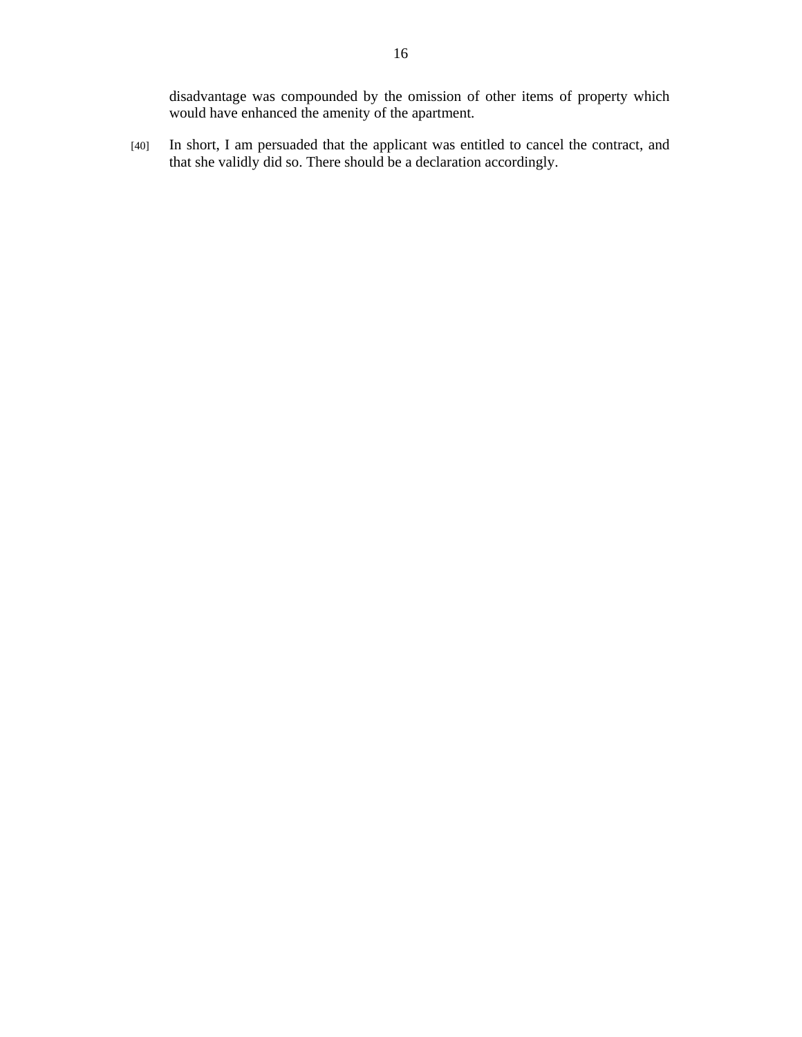disadvantage was compounded by the omission of other items of property which would have enhanced the amenity of the apartment.

[40] In short, I am persuaded that the applicant was entitled to cancel the contract, and that she validly did so. There should be a declaration accordingly.